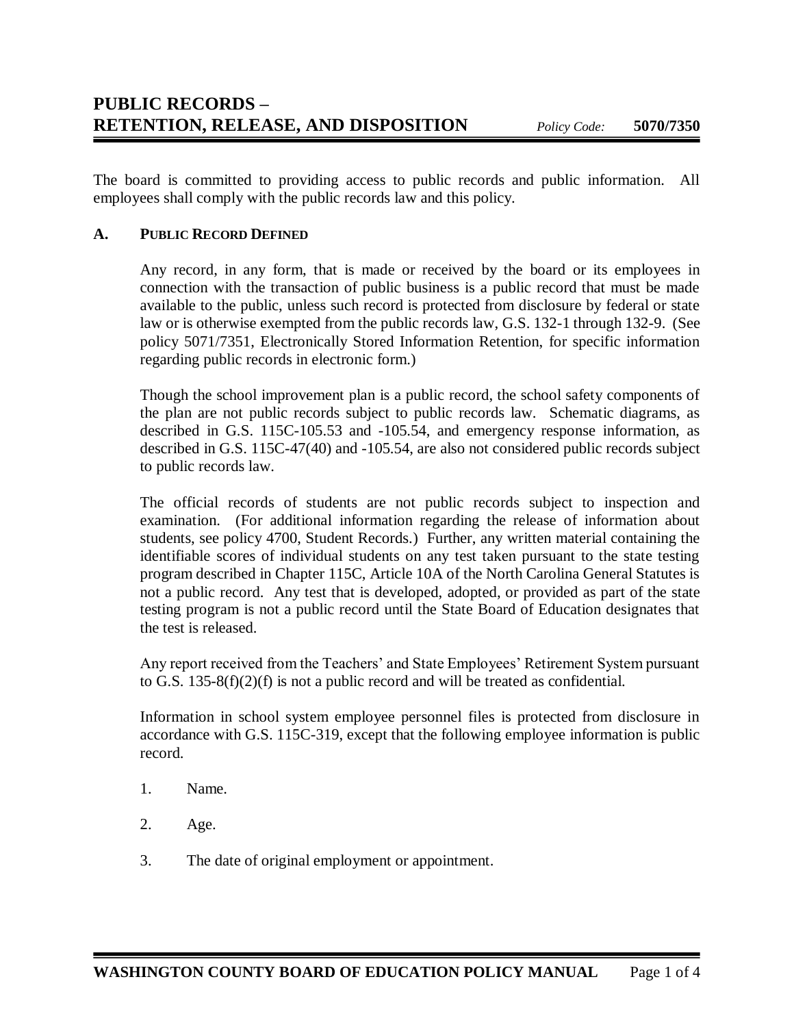# PUBLIC RECORDS – RETENTION, RELEASE, AND DISPOSITION

*Policy Code:* **5070/7350**

The board is committed to providing access to public records and public information. All employees shall comply with the public records law and this policy.

## A. Public Record Defined

Any record, in any form, that is made or received by the board or its employees in connection with the transaction of public business is a public record that must be made available to the public, unless such record is protected from disclosure by federal or state law or is otherwise exempted from the public records law, G.S. 132-1 through 132-9. (See policy 5071/7351, Electronically Stored Information Retention, for specific information regarding public records in electronic form.)

Though the school improvement plan is a public record, the school safety components of the plan are not public records subject to public records law. Schematic diagrams, as described in G.S. 115C-105.53 and -105.54, and emergency response information, as described in G.S. 115C-47(40) and -105.54, are also not considered public records subject to public records law.

The official records of students are not public records subject to inspection and examination. (For additional information regarding the release of information about students, see policy 4700, Student Records.) Further, any written material containing the identifiable scores of individual students on any test taken pursuant to the state testing program described in Chapter 115C, Article 10A of the North Carolina General Statutes is not a public record. Any test that is developed, adopted, or provided as part of the state testing program is not a public record until the State Board of Education designates that the test is released.

Any report received from the Teachers' and State Employees' Retirement System pursuant to G.S. 135-8(f)(2)(f) is not a public record and will be treated as confidential.

Information in school system employee personnel files is protected from disclosure in accordance with G.S. 115C-319, except that the following employee information is public record.

1. Name.
2. Age.
3. The date of original employment or appointment.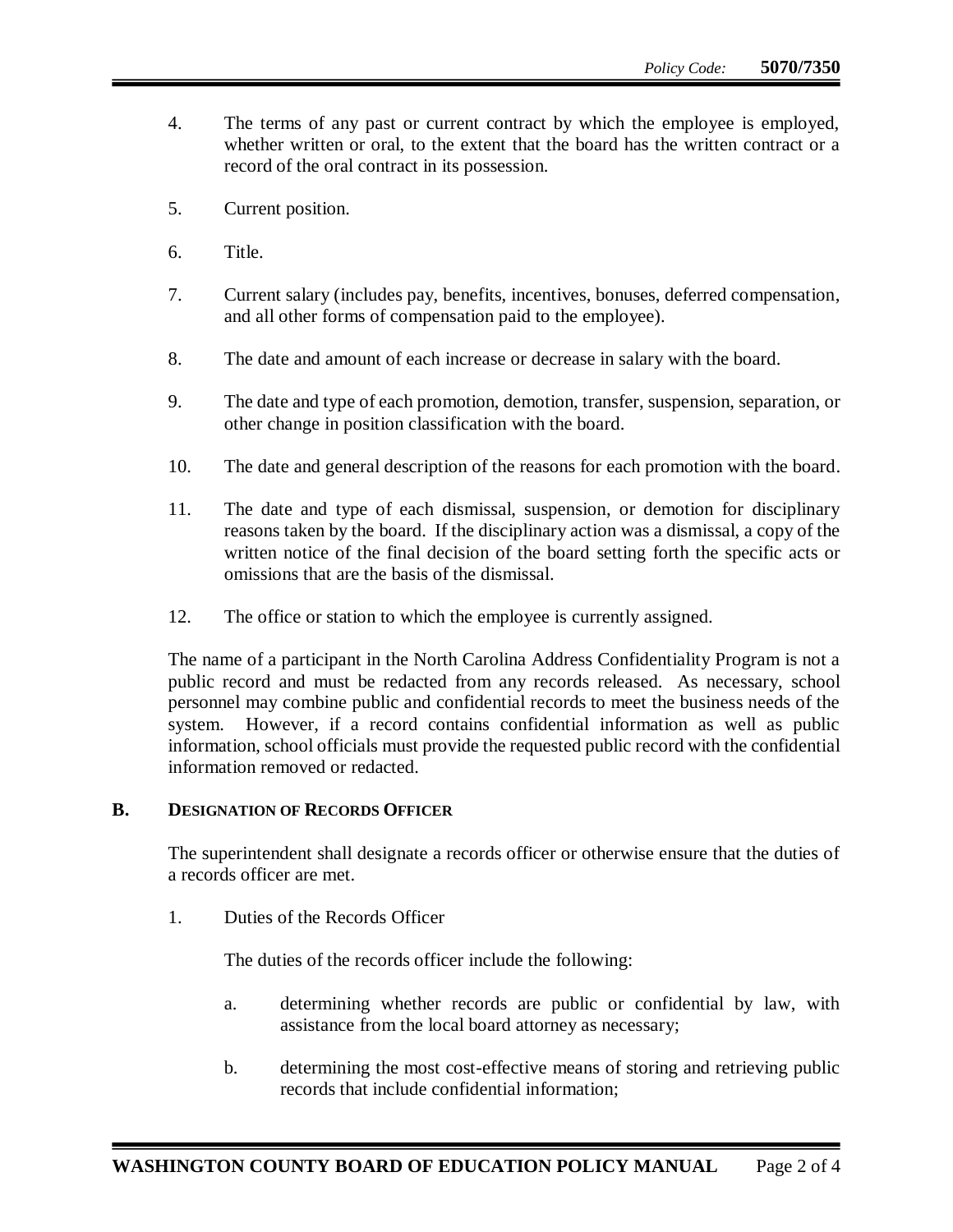4. The terms of any past or current contract by which the employee is employed, whether written or oral, to the extent that the board has the written contract or a record of the oral contract in its possession.

5. Current position.

6. Title.

7. Current salary (includes pay, benefits, incentives, bonuses, deferred compensation, and all other forms of compensation paid to the employee).

8. The date and amount of each increase or decrease in salary with the board.

9. The date and type of each promotion, demotion, transfer, suspension, separation, or other change in position classification with the board.

10. The date and general description of the reasons for each promotion with the board.

11. The date and type of each dismissal, suspension, or demotion for disciplinary reasons taken by the board. If the disciplinary action was a dismissal, a copy of the written notice of the final decision of the board setting forth the specific acts or omissions that are the basis of the dismissal.

12. The office or station to which the employee is currently assigned.

The name of a participant in the North Carolina Address Confidentiality Program is not a public record and must be redacted from any records released. As necessary, school personnel may combine public and confidential records to meet the business needs of the system. However, if a record contains confidential information as well as public information, school officials must provide the requested public record with the confidential information removed or redacted.

## B. Designation of Records Officer

The superintendent shall designate a records officer or otherwise ensure that the duties of a records officer are met.

1. Duties of the Records Officer

   The duties of the records officer include the following:

   a. determining whether records are public or confidential by law, with assistance from the local board attorney as necessary;

   b. determining the most cost-effective means of storing and retrieving public records that include confidential information;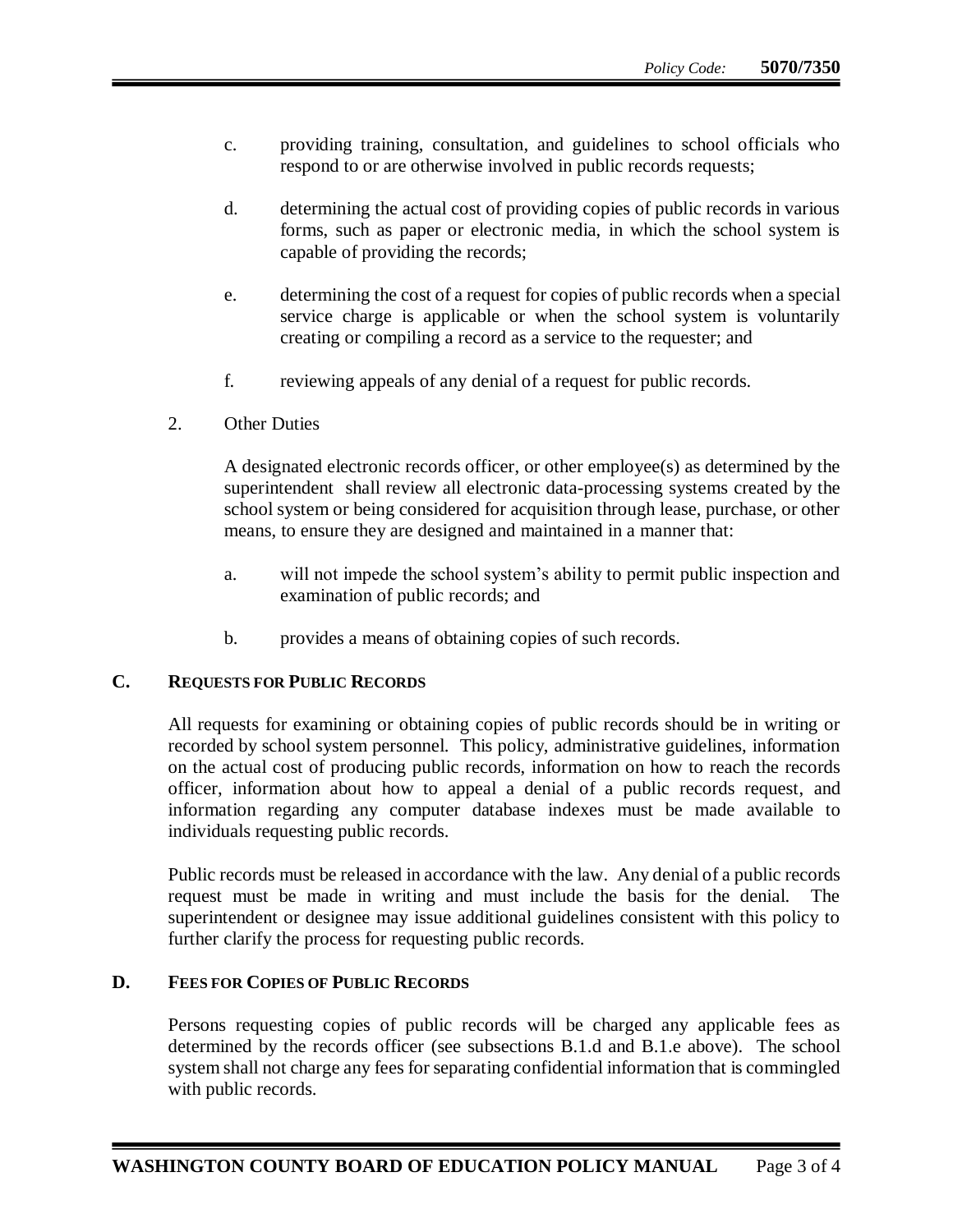c. providing training, consultation, and guidelines to school officials who respond to or are otherwise involved in public records requests;

d. determining the actual cost of providing copies of public records in various forms, such as paper or electronic media, in which the school system is capable of providing the records;

e. determining the cost of a request for copies of public records when a special service charge is applicable or when the school system is voluntarily creating or compiling a record as a service to the requester; and

f. reviewing appeals of any denial of a request for public records.

2. Other Duties

A designated electronic records officer, or other employee(s) as determined by the superintendent shall review all electronic data-processing systems created by the school system or being considered for acquisition through lease, purchase, or other means, to ensure they are designed and maintained in a manner that:

a. will not impede the school system's ability to permit public inspection and examination of public records; and

b. provides a means of obtaining copies of such records.

## C. Requests for Public Records

All requests for examining or obtaining copies of public records should be in writing or recorded by school system personnel. This policy, administrative guidelines, information on the actual cost of producing public records, information on how to reach the records officer, information about how to appeal a denial of a public records request, and information regarding any computer database indexes must be made available to individuals requesting public records.

Public records must be released in accordance with the law. Any denial of a public records request must be made in writing and must include the basis for the denial. The superintendent or designee may issue additional guidelines consistent with this policy to further clarify the process for requesting public records.

## D. Fees for Copies of Public Records

Persons requesting copies of public records will be charged any applicable fees as determined by the records officer (see subsections B.1.d and B.1.e above). The school system shall not charge any fees for separating confidential information that is commingled with public records.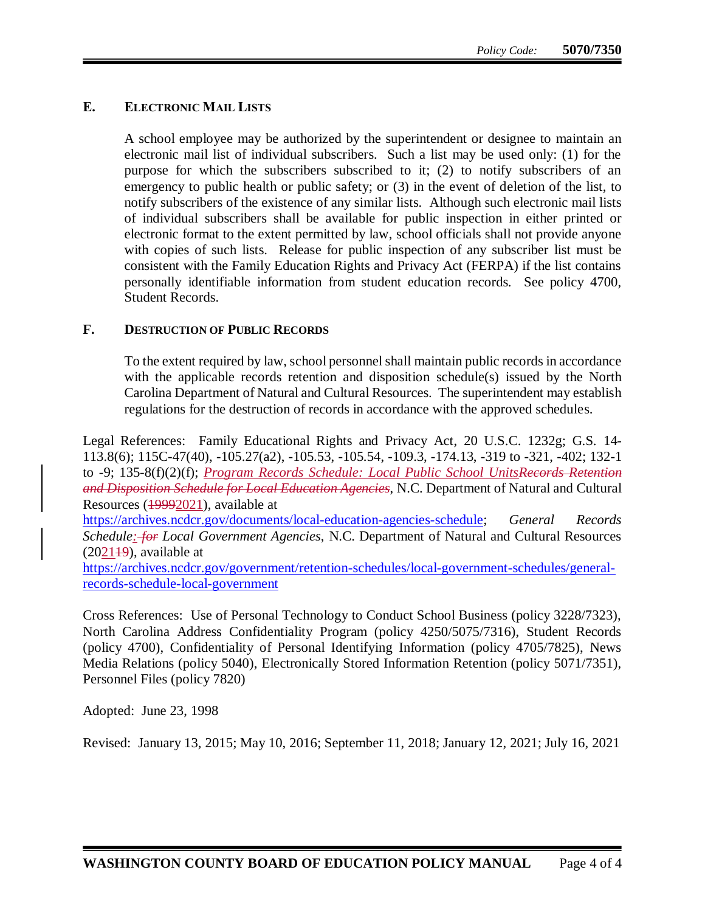### E. Electronic Mail Lists

A school employee may be authorized by the superintendent or designee to maintain an electronic mail list of individual subscribers. Such a list may be used only: (1) for the purpose for which the subscribers subscribed to it; (2) to notify subscribers of an emergency to public health or public safety; or (3) in the event of deletion of the list, to notify subscribers of the existence of any similar lists. Although such electronic mail lists of individual subscribers shall be available for public inspection in either printed or electronic format to the extent permitted by law, school officials shall not provide anyone with copies of such lists. Release for public inspection of any subscriber list must be consistent with the Family Education Rights and Privacy Act (FERPA) if the list contains personally identifiable information from student education records. See policy 4700, Student Records.

### F. Destruction of Public Records

To the extent required by law, school personnel shall maintain public records in accordance with the applicable records retention and disposition schedule(s) issued by the North Carolina Department of Natural and Cultural Resources. The superintendent may establish regulations for the destruction of records in accordance with the approved schedules.

Legal References: Family Educational Rights and Privacy Act, 20 U.S.C. 1232g; G.S. 14-113.8(6); 115C-47(40), -105.27(a2), -105.53, -105.54, -109.3, -174.13, -319 to -321, -402; 132-1 to -9; 135-8(f)(2)(f); *Program Records Schedule: Local Public School Units*~~*Records Retention and Disposition Schedule for Local Education Agencies*~~, N.C. Department of Natural and Cultural Resources (~~1999~~2021), available at https://archives.ncdcr.gov/documents/local-education-agencies-schedule; *General Records Schedule:* ~~*for*~~ *Local Government Agencies*, N.C. Department of Natural and Cultural Resources (2021~~19~~), available at https://archives.ncdcr.gov/government/retention-schedules/local-government-schedules/general-records-schedule-local-government

Cross References: Use of Personal Technology to Conduct School Business (policy 3228/7323), North Carolina Address Confidentiality Program (policy 4250/5075/7316), Student Records (policy 4700), Confidentiality of Personal Identifying Information (policy 4705/7825), News Media Relations (policy 5040), Electronically Stored Information Retention (policy 5071/7351), Personnel Files (policy 7820)

Adopted: June 23, 1998

Revised: January 13, 2015; May 10, 2016; September 11, 2018; January 12, 2021; July 16, 2021